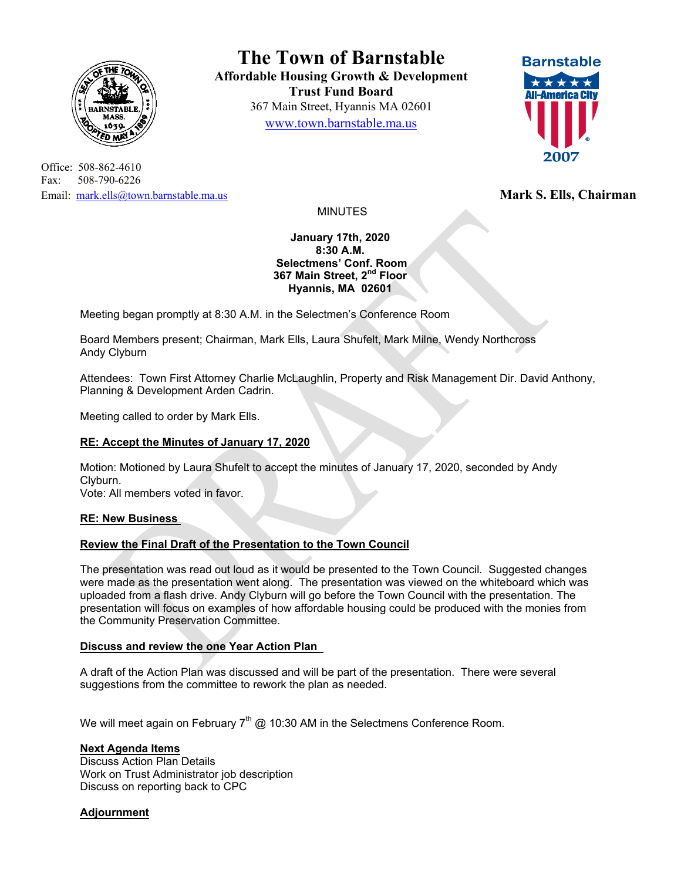# The Town of Barnstable

**Affordable Housing Growth & Development Trust Fund Board**
367 Main Street, Hyannis MA 02601
www.town.barnstable.ma.us

Office: 508-862-4610
Fax: 508-790-6226
Email: mark.ells@town.barnstable.ma.us

**Mark S. Ells, Chairman**

MINUTES

**January 17th, 2020**
**8:30 A.M.**
**Selectmens' Conf. Room**
**367 Main Street, 2nd Floor**
**Hyannis, MA 02601**

Meeting began promptly at 8:30 A.M. in the Selectmen's Conference Room

Board Members present; Chairman, Mark Ells, Laura Shufelt, Mark Milne, Wendy Northcross
Andy Clyburn

Attendees: Town First Attorney Charlie McLaughlin, Property and Risk Management Dir. David Anthony, Planning & Development Arden Cadrin.

Meeting called to order by Mark Ells.

**RE: Accept the Minutes of January 17, 2020**

Motion: Motioned by Laura Shufelt to accept the minutes of January 17, 2020, seconded by Andy Clyburn.
Vote: All members voted in favor.

**RE: New Business**

**Review the Final Draft of the Presentation to the Town Council**

The presentation was read out loud as it would be presented to the Town Council. Suggested changes were made as the presentation went along. The presentation was viewed on the whiteboard which was uploaded from a flash drive. Andy Clyburn will go before the Town Council with the presentation. The presentation will focus on examples of how affordable housing could be produced with the monies from the Community Preservation Committee.

**Discuss and review the one Year Action Plan**

A draft of the Action Plan was discussed and will be part of the presentation. There were several suggestions from the committee to rework the plan as needed.

We will meet again on February 7th @ 10:30 AM in the Selectmens Conference Room.

**Next Agenda Items**
Discuss Action Plan Details
Work on Trust Administrator job description
Discuss on reporting back to CPC

**Adjournment**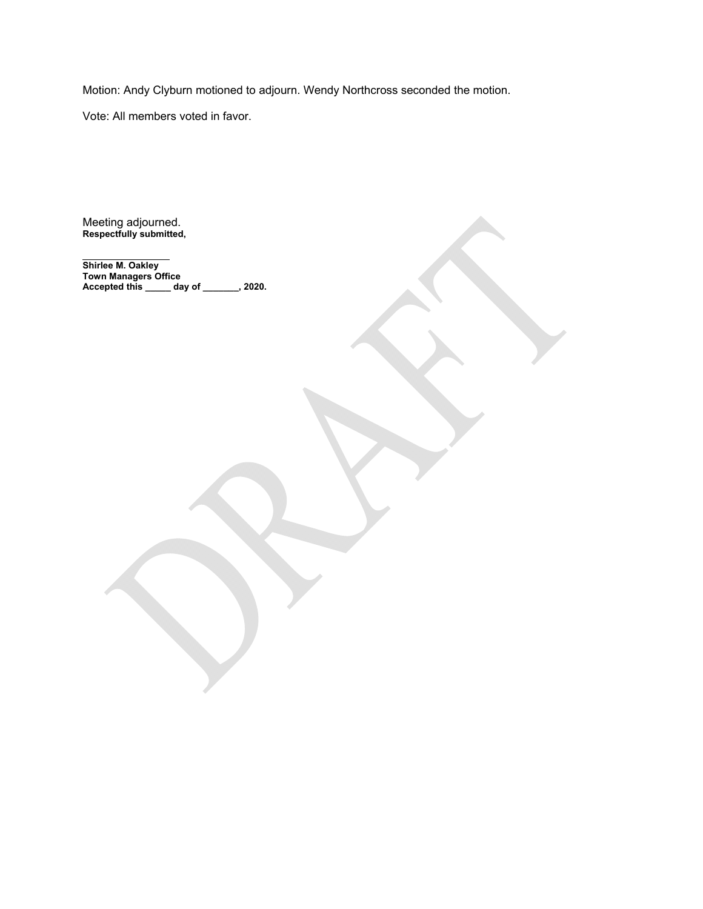Motion: Andy Clyburn motioned to adjourn. Wendy Northcross seconded the motion.

Vote: All members voted in favor.

Meeting adjourned.
**Respectfully submitted,**

\_\_\_\_\_\_\_\_\_\_\_\_\_\_\_\_\_\_
**Shirlee M. Oakley**
**Town Managers Office**
**Accepted this \_\_\_\_\_ day of \_\_\_\_\_\_\_, 2020.**